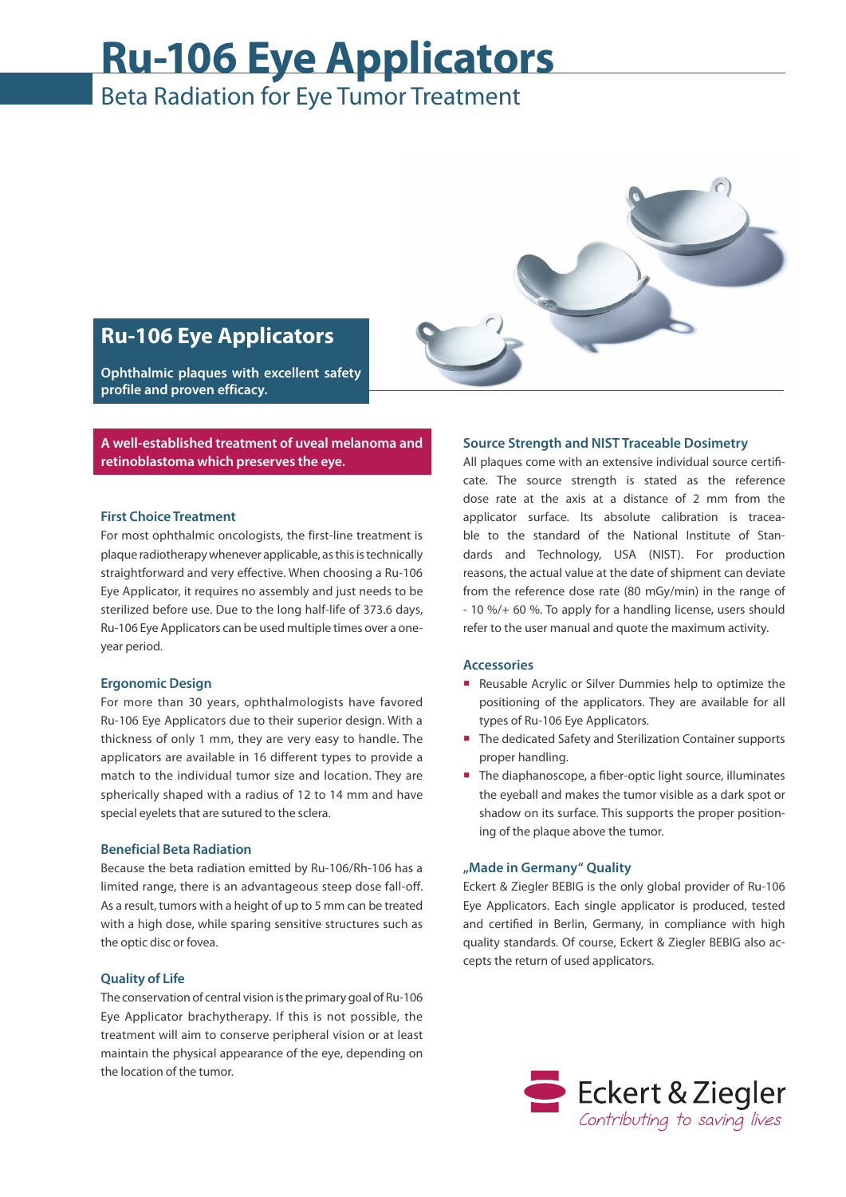# Ru-106 Eye Applicators

Beta Radiation for Eye Tumor Treatment

## Ru-106 Eye Applicators

**Ophthalmic plaques with excellent safety profile and proven efficacy.**

**A well-established treatment of uveal melanoma and retinoblastoma which preserves the eye.**

### First Choice Treatment

For most ophthalmic oncologists, the first-line treatment is plaque radiotherapy whenever applicable, as this is technically straightforward and very effective. When choosing a Ru-106 Eye Applicator, it requires no assembly and just needs to be sterilized before use. Due to the long half-life of 373.6 days, Ru-106 Eye Applicators can be used multiple times over a one-year period.

### Ergonomic Design

For more than 30 years, ophthalmologists have favored Ru-106 Eye Applicators due to their superior design. With a thickness of only 1 mm, they are very easy to handle. The applicators are available in 16 different types to provide a match to the individual tumor size and location. They are spherically shaped with a radius of 12 to 14 mm and have special eyelets that are sutured to the sclera.

### Beneficial Beta Radiation

Because the beta radiation emitted by Ru-106/Rh-106 has a limited range, there is an advantageous steep dose fall-off. As a result, tumors with a height of up to 5 mm can be treated with a high dose, while sparing sensitive structures such as the optic disc or fovea.

### Quality of Life

The conservation of central vision is the primary goal of Ru-106 Eye Applicator brachytherapy. If this is not possible, the treatment will aim to conserve peripheral vision or at least maintain the physical appearance of the eye, depending on the location of the tumor.

### Source Strength and NIST Traceable Dosimetry

All plaques come with an extensive individual source certificate. The source strength is stated as the reference dose rate at the axis at a distance of 2 mm from the applicator surface. Its absolute calibration is traceable to the standard of the National Institute of Standards and Technology, USA (NIST). For production reasons, the actual value at the date of shipment can deviate from the reference dose rate (80 mGy/min) in the range of - 10 %/+ 60 %. To apply for a handling license, users should refer to the user manual and quote the maximum activity.

### Accessories

- Reusable Acrylic or Silver Dummies help to optimize the positioning of the applicators. They are available for all types of Ru-106 Eye Applicators.
- The dedicated Safety and Sterilization Container supports proper handling.
- The diaphanoscope, a fiber-optic light source, illuminates the eyeball and makes the tumor visible as a dark spot or shadow on its surface. This supports the proper positioning of the plaque above the tumor.

### „Made in Germany" Quality

Eckert & Ziegler BEBIG is the only global provider of Ru-106 Eye Applicators. Each single applicator is produced, tested and certified in Berlin, Germany, in compliance with high quality standards. Of course, Eckert & Ziegler BEBIG also accepts the return of used applicators.

Eckert & Ziegler

*Contributing to saving lives*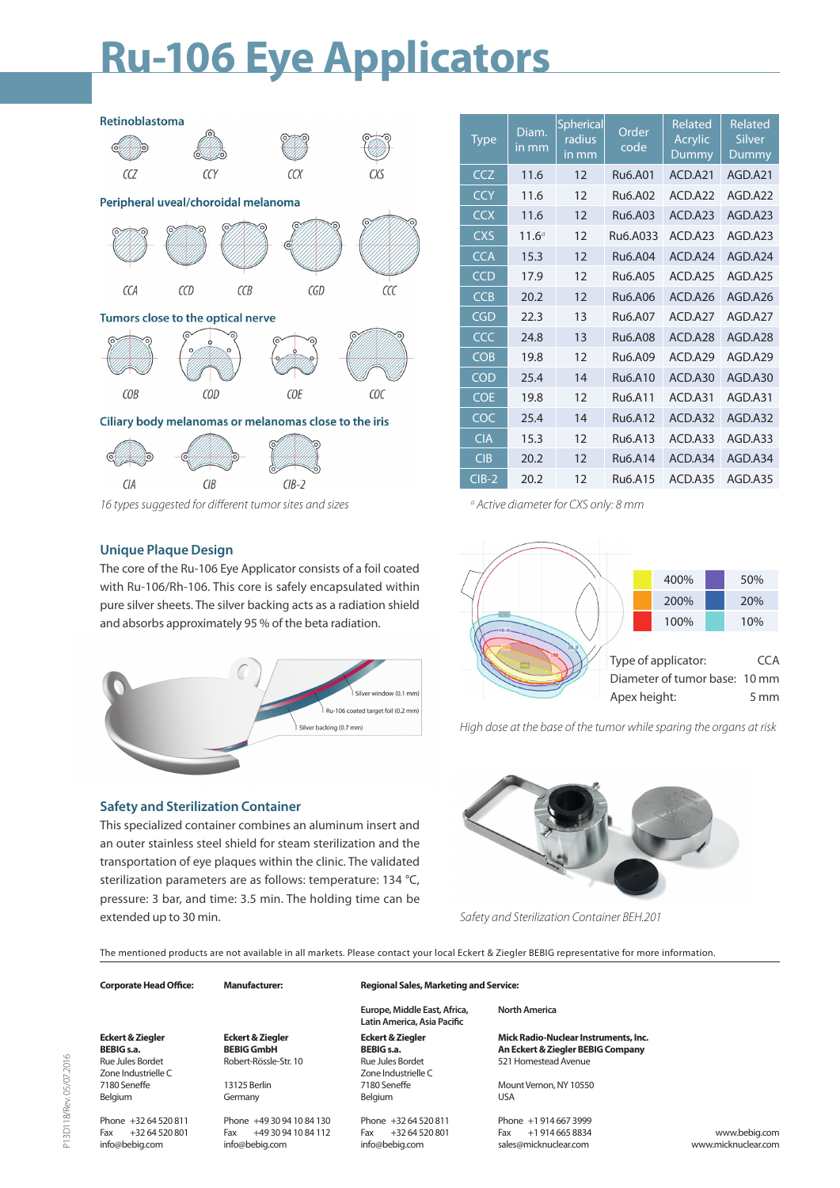# Ru-106 Eye Applicators

**Retinoblastoma**

CCZ CCY CCX CXS

**Peripheral uveal/choroidal melanoma**

CCA CCD CCB CGD CCC

**Tumors close to the optical nerve**

COB COD COE COC

**Ciliary body melanomas or melanomas close to the iris**

CIA CIB CIB-2

*16 types suggested for different tumor sites and sizes*

| Type | Diam. in mm | Spherical radius in mm | Order code | Related Acrylic Dummy | Related Silver Dummy |
|---|---|---|---|---|---|
| CCZ | 11.6 | 12 | Ru6.A01 | ACD.A21 | AGD.A21 |
| CCY | 11.6 | 12 | Ru6.A02 | ACD.A22 | AGD.A22 |
| CCX | 11.6 | 12 | Ru6.A03 | ACD.A23 | AGD.A23 |
| CXS | 11.6[a] | 12 | Ru6.A033 | ACD.A23 | AGD.A23 |
| CCA | 15.3 | 12 | Ru6.A04 | ACD.A24 | AGD.A24 |
| CCD | 17.9 | 12 | Ru6.A05 | ACD.A25 | AGD.A25 |
| CCB | 20.2 | 12 | Ru6.A06 | ACD.A26 | AGD.A26 |
| CGD | 22.3 | 13 | Ru6.A07 | ACD.A27 | AGD.A27 |
| CCC | 24.8 | 13 | Ru6.A08 | ACD.A28 | AGD.A28 |
| COB | 19.8 | 12 | Ru6.A09 | ACD.A29 | AGD.A29 |
| COD | 25.4 | 14 | Ru6.A10 | ACD.A30 | AGD.A30 |
| COE | 19.8 | 12 | Ru6.A11 | ACD.A31 | AGD.A31 |
| COC | 25.4 | 14 | Ru6.A12 | ACD.A32 | AGD.A32 |
| CIA | 15.3 | 12 | Ru6.A13 | ACD.A33 | AGD.A33 |
| CIB | 20.2 | 12 | Ru6.A14 | ACD.A34 | AGD.A34 |
| CIB-2 | 20.2 | 12 | Ru6.A15 | ACD.A35 | AGD.A35 |

*[a] Active diameter for CXS only: 8 mm*

## Unique Plaque Design

The core of the Ru-106 Eye Applicator consists of a foil coated with Ru-106/Rh-106. This core is safely encapsulated within pure silver sheets. The silver backing acts as a radiation shield and absorbs approximately 95 % of the beta radiation.

Silver window (0.1 mm)
Ru-106 coated target foil (0.2 mm)
Silver backing (0.7 mm)

400% 50%
200% 20%
100% 10%

Type of applicator: CCA
Diameter of tumor base: 10 mm
Apex height: 5 mm

*High dose at the base of the tumor while sparing the organs at risk*

## Safety and Sterilization Container

This specialized container combines an aluminum insert and an outer stainless steel shield for steam sterilization and the transportation of eye plaques within the clinic. The validated sterilization parameters are as follows: temperature: 134 °C, pressure: 3 bar, and time: 3.5 min. The holding time can be extended up to 30 min.

*Safety and Sterilization Container BEH.201*

The mentioned products are not available in all markets. Please contact your local Eckert & Ziegler BEBIG representative for more information.

**Corporate Head Office:**

**Eckert & Ziegler BEBIG s.a.**
Rue Jules Bordet
Zone Industrielle C
7180 Seneffe
Belgium

Phone +32 64 520 811
Fax +32 64 520 801
info@bebig.com

**Manufacturer:**

**Eckert & Ziegler BEBIG GmbH**
Robert-Rössle-Str. 10

13125 Berlin
Germany

Phone +49 30 94 10 84 130
Fax +49 30 94 10 84 112
info@bebig.com

**Regional Sales, Marketing and Service:**

**Europe, Middle East, Africa, Latin America, Asia Pacific**

**Eckert & Ziegler BEBIG s.a.**
Rue Jules Bordet
Zone Industrielle C
7180 Seneffe
Belgium

Phone +32 64 520 811
Fax +32 64 520 801
info@bebig.com

**North America**

**Mick Radio-Nuclear Instruments, Inc.**
**An Eckert & Ziegler BEBIG Company**
521 Homestead Avenue

Mount Vernon, NY 10550
USA

Phone +1 914 667 3999
Fax +1 914 665 8834
sales@micknuclear.com

www.bebig.com
www.micknuclear.com

P13D118/Rev. 05/07.2016